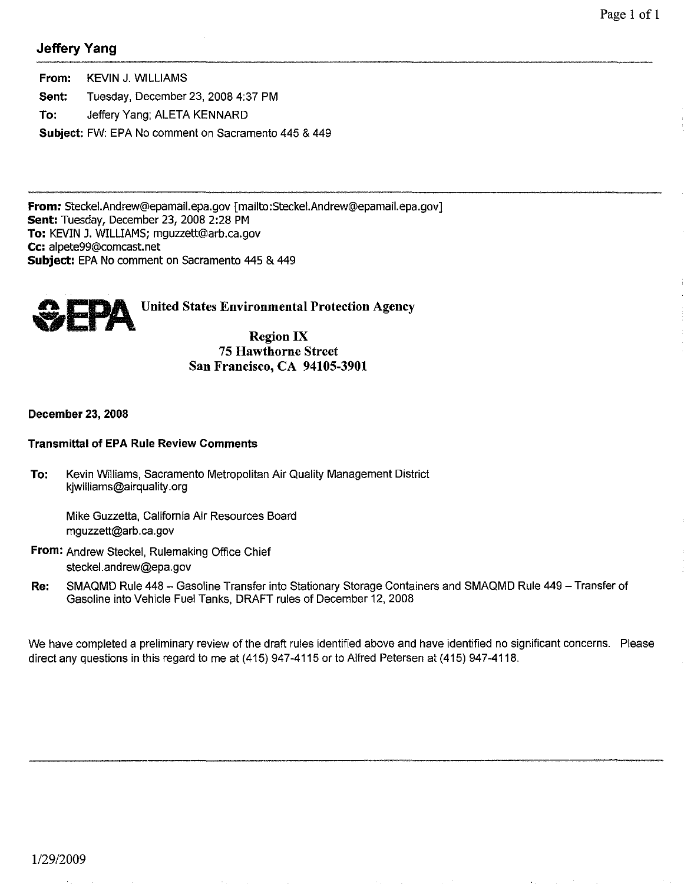**Jeffery Yang**

**From:** KEVIN J. WILLIAMS

**Sent:** Tuesday, December 23, 2008 4:37 PM

**To:** Jeffery Yang; ALETA KENNARD

**Subject:** FW: EPA No comment on Sacramento 445 & 449

---

**From:** Steckel.Andrew@epamail.epa.gov [mailto:Steckel.Andrew@epamail.epa.gov]
**Sent:** Tuesday, December 23, 2008 2:28 PM
**To:** KEVIN J. WILLIAMS; mguzzett@arb.ca.gov
**Cc:** alpete99@comcast.net
**Subject:** EPA No comment on Sacramento 445 & 449

**EPA United States Environmental Protection Agency**

**Region IX**
**75 Hawthorne Street**
**San Francisco, CA 94105-3901**

**December 23, 2008**

**Transmittal of EPA Rule Review Comments**

**To:** Kevin Williams, Sacramento Metropolitan Air Quality Management District
kjwilliams@airquality.org

Mike Guzzetta, California Air Resources Board
mguzzett@arb.ca.gov

**From:** Andrew Steckel, Rulemaking Office Chief
steckel.andrew@epa.gov

**Re:** SMAQMD Rule 448 – Gasoline Transfer into Stationary Storage Containers and SMAQMD Rule 449 – Transfer of Gasoline into Vehicle Fuel Tanks, DRAFT rules of December 12, 2008

We have completed a preliminary review of the draft rules identified above and have identified no significant concerns. Please direct any questions in this regard to me at (415) 947-4115 or to Alfred Petersen at (415) 947-4118.

---

1/29/2009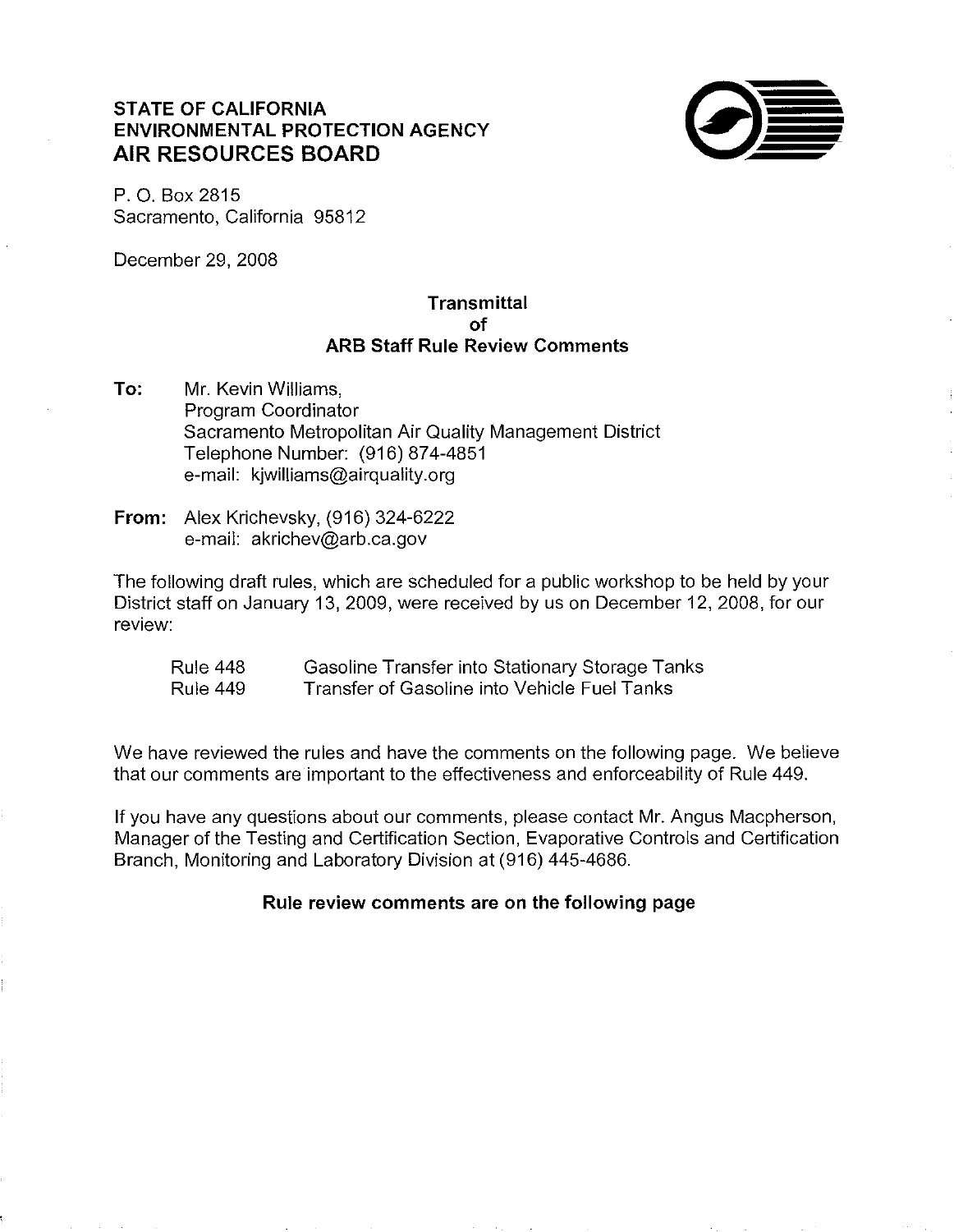**STATE OF CALIFORNIA**
**ENVIRONMENTAL PROTECTION AGENCY**
**AIR RESOURCES BOARD**

P. O. Box 2815
Sacramento, California 95812

December 29, 2008

**Transmittal**
**of**
**ARB Staff Rule Review Comments**

**To:** Mr. Kevin Williams,
Program Coordinator
Sacramento Metropolitan Air Quality Management District
Telephone Number: (916) 874-4851
e-mail: kjwilliams@airquality.org

**From:** Alex Krichevsky, (916) 324-6222
e-mail: akrichev@arb.ca.gov

The following draft rules, which are scheduled for a public workshop to be held by your District staff on January 13, 2009, were received by us on December 12, 2008, for our review:

| | |
|---|---|
| Rule 448 | Gasoline Transfer into Stationary Storage Tanks |
| Rule 449 | Transfer of Gasoline into Vehicle Fuel Tanks |

We have reviewed the rules and have the comments on the following page. We believe that our comments are important to the effectiveness and enforceability of Rule 449.

If you have any questions about our comments, please contact Mr. Angus Macpherson, Manager of the Testing and Certification Section, Evaporative Controls and Certification Branch, Monitoring and Laboratory Division at (916) 445-4686.

**Rule review comments are on the following page**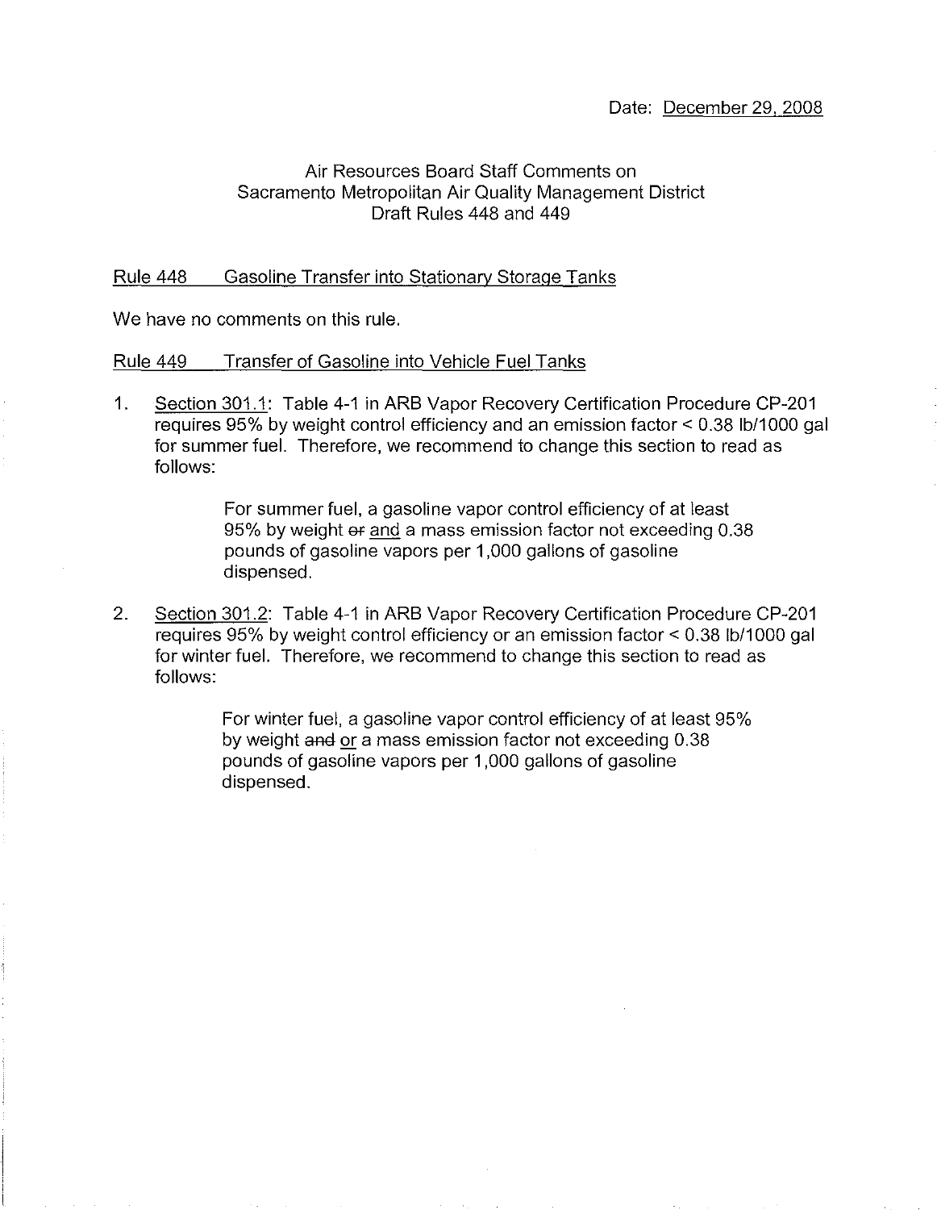Date: December 29, 2008

Air Resources Board Staff Comments on
Sacramento Metropolitan Air Quality Management District
Draft Rules 448 and 449

Rule 448 Gasoline Transfer into Stationary Storage Tanks

We have no comments on this rule.

Rule 449 Transfer of Gasoline into Vehicle Fuel Tanks

1. Section 301.1: Table 4-1 in ARB Vapor Recovery Certification Procedure CP-201 requires 95% by weight control efficiency and an emission factor < 0.38 lb/1000 gal for summer fuel. Therefore, we recommend to change this section to read as follows:

   > For summer fuel, a gasoline vapor control efficiency of at least 95% by weight ~~or~~ and a mass emission factor not exceeding 0.38 pounds of gasoline vapors per 1,000 gallons of gasoline dispensed.

2. Section 301.2: Table 4-1 in ARB Vapor Recovery Certification Procedure CP-201 requires 95% by weight control efficiency or an emission factor < 0.38 lb/1000 gal for winter fuel. Therefore, we recommend to change this section to read as follows:

   > For winter fuel, a gasoline vapor control efficiency of at least 95% by weight ~~and~~ or a mass emission factor not exceeding 0.38 pounds of gasoline vapors per 1,000 gallons of gasoline dispensed.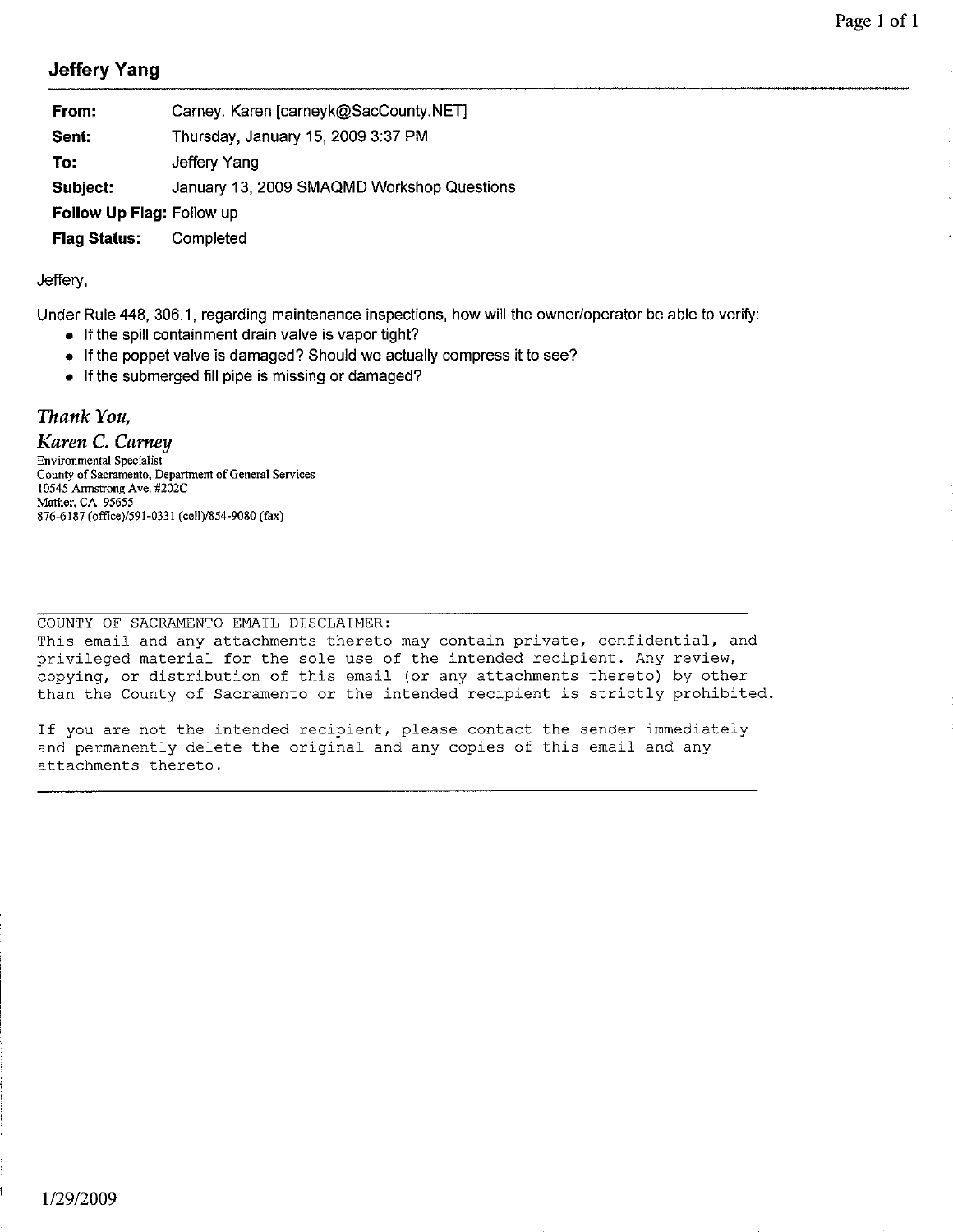## Jeffery Yang

| | |
|---|---|
| **From:** | Carney. Karen [carneyk@SacCounty.NET] |
| **Sent:** | Thursday, January 15, 2009 3:37 PM |
| **To:** | Jeffery Yang |
| **Subject:** | January 13, 2009 SMAQMD Workshop Questions |
| **Follow Up Flag:** | Follow up |
| **Flag Status:** | Completed |

Jeffery,

Under Rule 448, 306.1, regarding maintenance inspections, how will the owner/operator be able to verify:

- If the spill containment drain valve is vapor tight?
- If the poppet valve is damaged? Should we actually compress it to see?
- If the submerged fill pipe is missing or damaged?

*Thank You,*

*Karen C. Carney*
Environmental Specialist
County of Sacramento, Department of General Services
10545 Armstrong Ave. #202C
Mather, CA 95655
876-6187 (office)/591-0331 (cell)/854-9080 (fax)

---

COUNTY OF SACRAMENTO EMAIL DISCLAIMER:
This email and any attachments thereto may contain private, confidential, and privileged material for the sole use of the intended recipient. Any review, copying, or distribution of this email (or any attachments thereto) by other than the County of Sacramento or the intended recipient is strictly prohibited.

If you are not the intended recipient, please contact the sender immediately and permanently delete the original and any copies of this email and any attachments thereto.

---

1/29/2009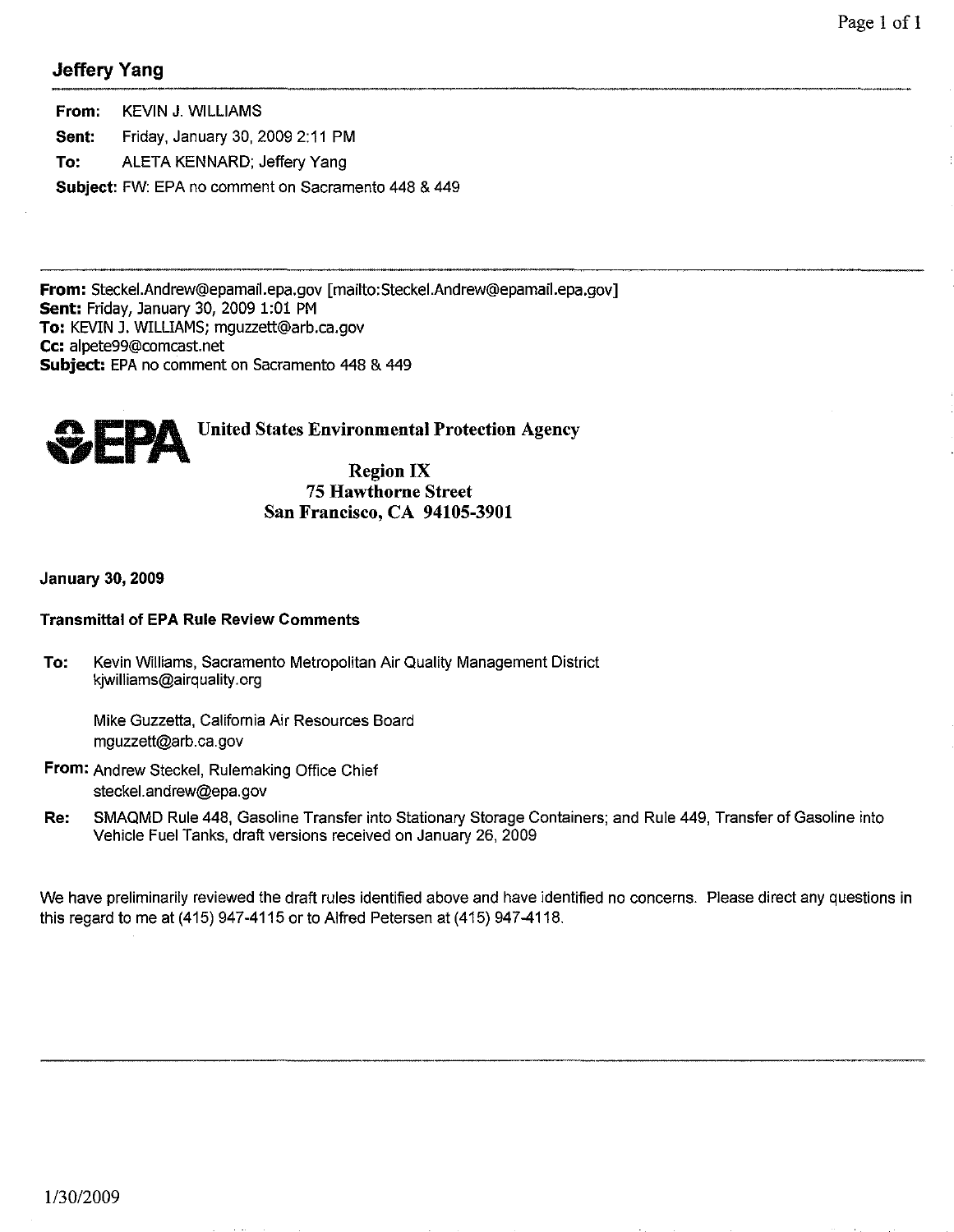**Jeffery Yang**

**From:** KEVIN J. WILLIAMS

**Sent:** Friday, January 30, 2009 2:11 PM

**To:** ALETA KENNARD; Jeffery Yang

**Subject:** FW: EPA no comment on Sacramento 448 & 449

---

**From:** Steckel.Andrew@epamail.epa.gov [mailto:Steckel.Andrew@epamail.epa.gov]
**Sent:** Friday, January 30, 2009 1:01 PM
**To:** KEVIN J. WILLIAMS; mguzzett@arb.ca.gov
**Cc:** alpete99@comcast.net
**Subject:** EPA no comment on Sacramento 448 & 449

**EPA United States Environmental Protection Agency**

**Region IX**
**75 Hawthorne Street**
**San Francisco, CA 94105-3901**

**January 30, 2009**

**Transmittal of EPA Rule Review Comments**

**To:** Kevin Williams, Sacramento Metropolitan Air Quality Management District
kjwilliams@airquality.org

Mike Guzzetta, California Air Resources Board
mguzzett@arb.ca.gov

**From:** Andrew Steckel, Rulemaking Office Chief
steckel.andrew@epa.gov

**Re:** SMAQMD Rule 448, Gasoline Transfer into Stationary Storage Containers; and Rule 449, Transfer of Gasoline into Vehicle Fuel Tanks, draft versions received on January 26, 2009

We have preliminarily reviewed the draft rules identified above and have identified no concerns. Please direct any questions in this regard to me at (415) 947-4115 or to Alfred Petersen at (415) 947-4118.